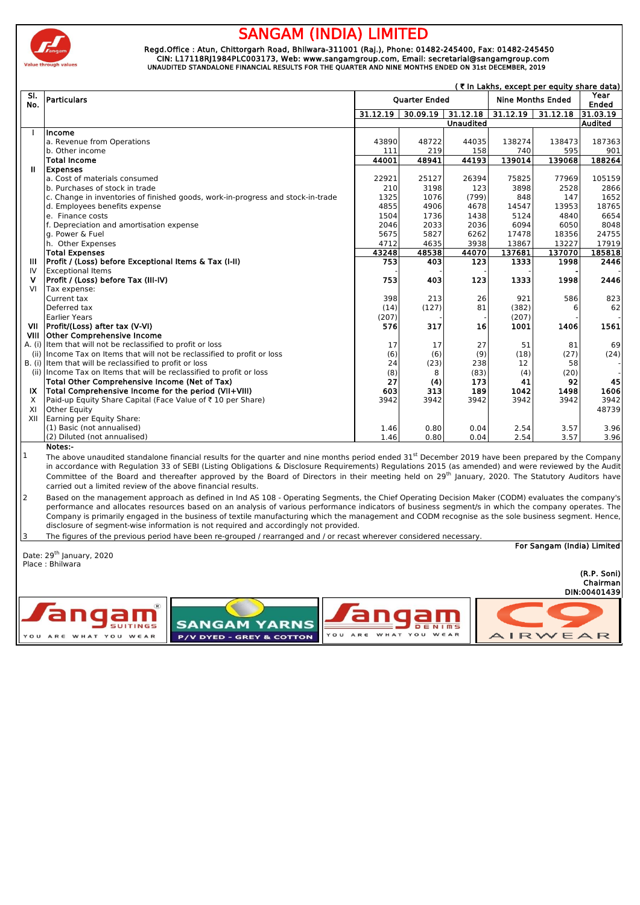# SANGAM (INDIA) LIMITED

**Regd.Office : Atun, Chittorgarh Road, Bhilwara-311001 (Raj.), Phone: 01482-245400, Fax: 01482-245450**
**CIN: L17118RJ1984PLC003173, Web: www.sangamgroup.com, Email: secretarial@sangamgroup.com**
**UNAUDITED STANDALONE FINANCIAL RESULTS FOR THE QUARTER AND NINE MONTHS ENDED ON 31st DECEMBER, 2019**

**( ₹ In Lakhs, except per equity share data)**

| Sl. No. | Particulars | Quarter Ended | | | Nine Months Ended | | Year Ended |
|---|---|---|---|---|---|---|---|
| | | 31.12.19 | 30.09.19 | 31.12.18 | 31.12.19 | 31.12.18 | 31.03.19 |
| | | | | Unaudited | | | Audited |
| I | **Income** | | | | | | |
| | a. Revenue from Operations | 43890 | 48722 | 44035 | 138274 | 138473 | 187363 |
| | b. Other income | 111 | 219 | 158 | 740 | 595 | 901 |
| | **Total Income** | **44001** | **48941** | **44193** | **139014** | **139068** | **188264** |
| II | **Expenses** | | | | | | |
| | a. Cost of materials consumed | 22921 | 25127 | 26394 | 75825 | 77969 | 105159 |
| | b. Purchases of stock in trade | 210 | 3198 | 123 | 3898 | 2528 | 2866 |
| | c. Change in inventories of finished goods, work-in-progress and stock-in-trade | 1325 | 1076 | (799) | 848 | 147 | 1652 |
| | d. Employees benefits expense | 4855 | 4906 | 4678 | 14547 | 13953 | 18765 |
| | e. Finance costs | 1504 | 1736 | 1438 | 5124 | 4840 | 6654 |
| | f. Depreciation and amortisation expense | 2046 | 2033 | 2036 | 6094 | 6050 | 8048 |
| | g. Power & Fuel | 5675 | 5827 | 6262 | 17478 | 18356 | 24755 |
| | h. Other Expenses | 4712 | 4635 | 3938 | 13867 | 13227 | 17919 |
| | **Total Expenses** | **43248** | **48538** | **44070** | **137681** | **137070** | **185818** |
| III | **Profit / (Loss) before Exceptional Items & Tax (I-II)** | **753** | **403** | **123** | **1333** | **1998** | **2446** |
| IV | Exceptional Items | - | - | - | - | - | - |
| V | **Profit / (Loss) before Tax (III-IV)** | **753** | **403** | **123** | **1333** | **1998** | **2446** |
| VI | Tax expense: | | | | | | |
| | Current tax | 398 | 213 | 26 | 921 | 586 | 823 |
| | Deferred tax | (14) | (127) | 81 | (382) | 6 | 62 |
| | Earlier Years | (207) | - | - | (207) | - | - |
| VII | **Profit/(Loss) after tax (V-VI)** | **576** | **317** | **16** | **1001** | **1406** | **1561** |
| VIII | **Other Comprehensive Income** | | | | | | |
| A. (i) | Item that will not be reclassified to profit or loss | 17 | 17 | 27 | 51 | 81 | 69 |
| (ii) | Income Tax on Items that will not be reclassified to profit or loss | (6) | (6) | (9) | (18) | (27) | (24) |
| B. (i) | Item that will be reclassified to profit or loss | 24 | (23) | 238 | 12 | 58 | - |
| (ii) | Income Tax on Items that will be reclassified to profit or loss | (8) | 8 | (83) | (4) | (20) | - |
| | **Total Other Comprehensive Income (Net of Tax)** | **27** | **(4)** | **173** | **41** | **92** | **45** |
| IX | **Total Comprehensive Income for the period (VII+VIII)** | **603** | **313** | **189** | **1042** | **1498** | **1606** |
| X | Paid-up Equity Share Capital (Face Value of ₹ 10 per Share) | 3942 | 3942 | 3942 | 3942 | 3942 | 3942 |
| XI | Other Equity | | | | | | 48739 |
| XII | Earning per Equity Share: | | | | | | |
| | (1) Basic (not annualised) | 1.46 | 0.80 | 0.04 | 2.54 | 3.57 | 3.96 |
| | (2) Diluted (not annualised) | 1.46 | 0.80 | 0.04 | 2.54 | 3.57 | 3.96 |

**Notes:-**

1. The above unaudited standalone financial results for the quarter and nine months period ended 31st December 2019 have been prepared by the Company in accordance with Regulation 33 of SEBI (Listing Obligations & Disclosure Requirements) Regulations 2015 (as amended) and were reviewed by the Audit Committee of the Board and thereafter approved by the Board of Directors in their meeting held on 29th January, 2020. The Statutory Auditors have carried out a limited review of the above financial results.

2. Based on the management approach as defined in Ind AS 108 - Operating Segments, the Chief Operating Decision Maker (CODM) evaluates the company's performance and allocates resources based on an analysis of various performance indicators of business segment/s in which the company operates. The Company is primarily engaged in the business of textile manufacturing which the management and CODM recognise as the sole business segment. Hence, disclosure of segment-wise information is not required and accordingly not provided.

3. The figures of the previous period have been re-grouped / rearranged and / or recast wherever considered necessary.

**For Sangam (India) Limited**

Date: 29th January, 2020
Place : Bhilwara

**(R.P. Soni)**
**Chairman**
**DIN:00401439**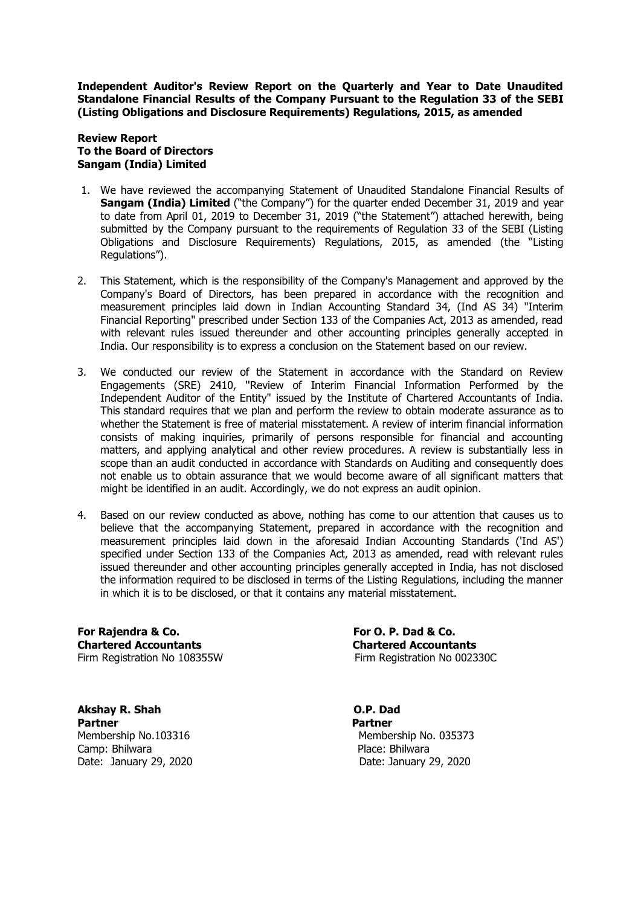**Independent Auditor's Review Report on the Quarterly and Year to Date Unaudited Standalone Financial Results of the Company Pursuant to the Regulation 33 of the SEBI (Listing Obligations and Disclosure Requirements) Regulations, 2015, as amended**

**Review Report**
**To the Board of Directors**
**Sangam (India) Limited**

1. We have reviewed the accompanying Statement of Unaudited Standalone Financial Results of **Sangam (India) Limited** ("the Company") for the quarter ended December 31, 2019 and year to date from April 01, 2019 to December 31, 2019 ("the Statement") attached herewith, being submitted by the Company pursuant to the requirements of Regulation 33 of the SEBI (Listing Obligations and Disclosure Requirements) Regulations, 2015, as amended (the "Listing Regulations").

2. This Statement, which is the responsibility of the Company's Management and approved by the Company's Board of Directors, has been prepared in accordance with the recognition and measurement principles laid down in Indian Accounting Standard 34, (Ind AS 34) "Interim Financial Reporting" prescribed under Section 133 of the Companies Act, 2013 as amended, read with relevant rules issued thereunder and other accounting principles generally accepted in India. Our responsibility is to express a conclusion on the Statement based on our review.

3. We conducted our review of the Statement in accordance with the Standard on Review Engagements (SRE) 2410, "Review of Interim Financial Information Performed by the Independent Auditor of the Entity" issued by the Institute of Chartered Accountants of India. This standard requires that we plan and perform the review to obtain moderate assurance as to whether the Statement is free of material misstatement. A review of interim financial information consists of making inquiries, primarily of persons responsible for financial and accounting matters, and applying analytical and other review procedures. A review is substantially less in scope than an audit conducted in accordance with Standards on Auditing and consequently does not enable us to obtain assurance that we would become aware of all significant matters that might be identified in an audit. Accordingly, we do not express an audit opinion.

4. Based on our review conducted as above, nothing has come to our attention that causes us to believe that the accompanying Statement, prepared in accordance with the recognition and measurement principles laid down in the aforesaid Indian Accounting Standards ('Ind AS') specified under Section 133 of the Companies Act, 2013 as amended, read with relevant rules issued thereunder and other accounting principles generally accepted in India, has not disclosed the information required to be disclosed in terms of the Listing Regulations, including the manner in which it is to be disclosed, or that it contains any material misstatement.

**For Rajendra & Co.**
**Chartered Accountants**
Firm Registration No 108355W

**Akshay R. Shah**
**Partner**
Membership No.103316
Camp: Bhilwara
Date: January 29, 2020

**For O. P. Dad & Co.**
**Chartered Accountants**
Firm Registration No 002330C

**O.P. Dad**
**Partner**
Membership No. 035373
Place: Bhilwara
Date: January 29, 2020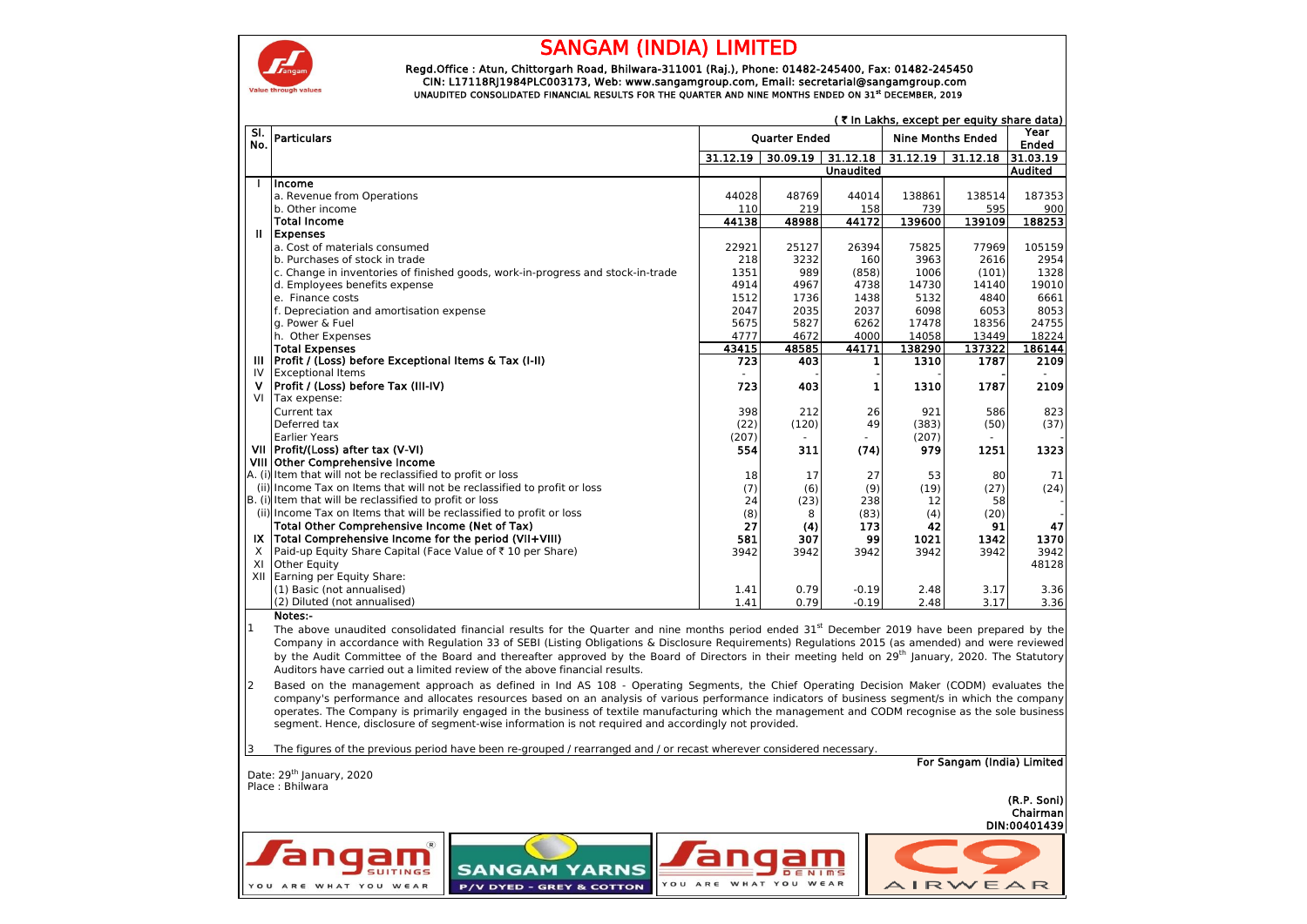# SANGAM (INDIA) LIMITED

**Regd.Office : Atun, Chittorgarh Road, Bhilwara-311001 (Raj.), Phone: 01482-245400, Fax: 01482-245450**
**CIN: L17118RJ1984PLC003173, Web: www.sangamgroup.com, Email: secretarial@sangamgroup.com**
**UNAUDITED CONSOLIDATED FINANCIAL RESULTS FOR THE QUARTER AND NINE MONTHS ENDED ON 31st DECEMBER, 2019**

(₹ In Lakhs, except per equity share data)

| Sl. No. | Particulars | Quarter Ended | | | Nine Months Ended | | Year Ended |
|---|---|---|---|---|---|---|---|
| | | 31.12.19 | 30.09.19 | 31.12.18 | 31.12.19 | 31.12.18 | 31.03.19 |
| | | Unaudited | | | | | Audited |
| I | **Income** | | | | | | |
| | a. Revenue from Operations | 44028 | 48769 | 44014 | 138861 | 138514 | 187353 |
| | b. Other income | 110 | 219 | 158 | 739 | 595 | 900 |
| | **Total Income** | **44138** | **48988** | **44172** | **139600** | **139109** | **188253** |
| II | **Expenses** | | | | | | |
| | a. Cost of materials consumed | 22921 | 25127 | 26394 | 75825 | 77969 | 105159 |
| | b. Purchases of stock in trade | 218 | 3232 | 160 | 3963 | 2616 | 2954 |
| | c. Change in inventories of finished goods, work-in-progress and stock-in-trade | 1351 | 989 | (858) | 1006 | (101) | 1328 |
| | d. Employees benefits expense | 4914 | 4967 | 4738 | 14730 | 14140 | 19010 |
| | e. Finance costs | 1512 | 1736 | 1438 | 5132 | 4840 | 6661 |
| | f. Depreciation and amortisation expense | 2047 | 2035 | 2037 | 6098 | 6053 | 8053 |
| | g. Power & Fuel | 5675 | 5827 | 6262 | 17478 | 18356 | 24755 |
| | h. Other Expenses | 4777 | 4672 | 4000 | 14058 | 13449 | 18224 |
| | **Total Expenses** | **43415** | **48585** | **44171** | **138290** | **137322** | **186144** |
| III | **Profit / (Loss) before Exceptional Items & Tax (I-II)** | **723** | **403** | **1** | **1310** | **1787** | **2109** |
| IV | Exceptional Items | - | - | - | - | - | - |
| V | **Profit / (Loss) before Tax (III-IV)** | **723** | **403** | **1** | **1310** | **1787** | **2109** |
| VI | Tax expense: | | | | | | |
| | Current tax | 398 | 212 | 26 | 921 | 586 | 823 |
| | Deferred tax | (22) | (120) | 49 | (383) | (50) | (37) |
| | Earlier Years | (207) | - | - | (207) | - | - |
| VII | **Profit/(Loss) after tax (V-VI)** | **554** | **311** | **(74)** | **979** | **1251** | **1323** |
| VIII | **Other Comprehensive Income** | | | | | | |
| A. (i) | Item that will not be reclassified to profit or loss | 18 | 17 | 27 | 53 | 80 | 71 |
| (ii) | Income Tax on Items that will not be reclassified to profit or loss | (7) | (6) | (9) | (19) | (27) | (24) |
| B. (i) | Item that will be reclassified to profit or loss | 24 | (23) | 238 | 12 | 58 | - |
| (ii) | Income Tax on Items that will be reclassified to profit or loss | (8) | 8 | (83) | (4) | (20) | - |
| | **Total Other Comprehensive Income (Net of Tax)** | **27** | **(4)** | **173** | **42** | **91** | **47** |
| IX | **Total Comprehensive Income for the period (VII+VIII)** | **581** | **307** | **99** | **1021** | **1342** | **1370** |
| X | Paid-up Equity Share Capital (Face Value of ₹ 10 per Share) | 3942 | 3942 | 3942 | 3942 | 3942 | 3942 |
| XI | Other Equity | | | | | | 48128 |
| XII | Earning per Equity Share: | | | | | | |
| | (1) Basic (not annualised) | 1.41 | 0.79 | -0.19 | 2.48 | 3.17 | 3.36 |
| | (2) Diluted (not annualised) | 1.41 | 0.79 | -0.19 | 2.48 | 3.17 | 3.36 |

**Notes:-**

1. The above unaudited consolidated financial results for the Quarter and nine months period ended 31st December 2019 have been prepared by the Company in accordance with Regulation 33 of SEBI (Listing Obligations & Disclosure Requirements) Regulations 2015 (as amended) and were reviewed by the Audit Committee of the Board and thereafter approved by the Board of Directors in their meeting held on 29th January, 2020. The Statutory Auditors have carried out a limited review of the above financial results.

2. Based on the management approach as defined in Ind AS 108 - Operating Segments, the Chief Operating Decision Maker (CODM) evaluates the company's performance and allocates resources based on an analysis of various performance indicators of business segment/s in which the company operates. The Company is primarily engaged in the business of textile manufacturing which the management and CODM recognise as the sole business segment. Hence, disclosure of segment-wise information is not required and accordingly not provided.

3. The figures of the previous period have been re-grouped / rearranged and / or recast wherever considered necessary.

**For Sangam (India) Limited**

Date: 29th January, 2020
Place : Bhilwara

**(R.P. Soni)**
**Chairman**
**DIN:00401439**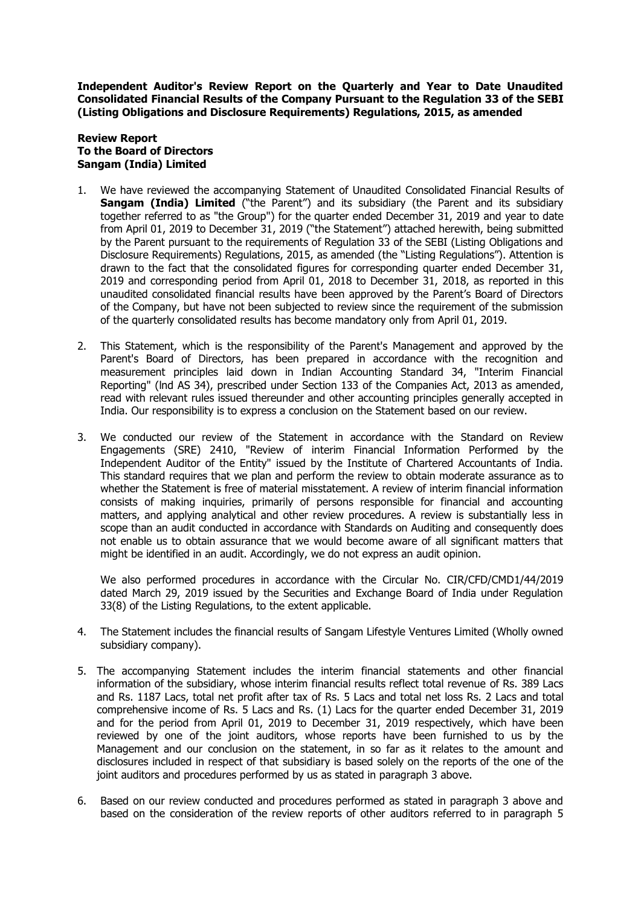**Independent Auditor's Review Report on the Quarterly and Year to Date Unaudited Consolidated Financial Results of the Company Pursuant to the Regulation 33 of the SEBI (Listing Obligations and Disclosure Requirements) Regulations, 2015, as amended**

**Review Report**
**To the Board of Directors**
**Sangam (India) Limited**

1. We have reviewed the accompanying Statement of Unaudited Consolidated Financial Results of **Sangam (India) Limited** ("the Parent") and its subsidiary (the Parent and its subsidiary together referred to as "the Group") for the quarter ended December 31, 2019 and year to date from April 01, 2019 to December 31, 2019 ("the Statement") attached herewith, being submitted by the Parent pursuant to the requirements of Regulation 33 of the SEBI (Listing Obligations and Disclosure Requirements) Regulations, 2015, as amended (the "Listing Regulations"). Attention is drawn to the fact that the consolidated figures for corresponding quarter ended December 31, 2019 and corresponding period from April 01, 2018 to December 31, 2018, as reported in this unaudited consolidated financial results have been approved by the Parent's Board of Directors of the Company, but have not been subjected to review since the requirement of the submission of the quarterly consolidated results has become mandatory only from April 01, 2019.

2. This Statement, which is the responsibility of the Parent's Management and approved by the Parent's Board of Directors, has been prepared in accordance with the recognition and measurement principles laid down in Indian Accounting Standard 34, "Interim Financial Reporting" (lnd AS 34), prescribed under Section 133 of the Companies Act, 2013 as amended, read with relevant rules issued thereunder and other accounting principles generally accepted in India. Our responsibility is to express a conclusion on the Statement based on our review.

3. We conducted our review of the Statement in accordance with the Standard on Review Engagements (SRE) 2410, "Review of interim Financial Information Performed by the Independent Auditor of the Entity" issued by the Institute of Chartered Accountants of India. This standard requires that we plan and perform the review to obtain moderate assurance as to whether the Statement is free of material misstatement. A review of interim financial information consists of making inquiries, primarily of persons responsible for financial and accounting matters, and applying analytical and other review procedures. A review is substantially less in scope than an audit conducted in accordance with Standards on Auditing and consequently does not enable us to obtain assurance that we would become aware of all significant matters that might be identified in an audit. Accordingly, we do not express an audit opinion.

   We also performed procedures in accordance with the Circular No. CIR/CFD/CMD1/44/2019 dated March 29, 2019 issued by the Securities and Exchange Board of India under Regulation 33(8) of the Listing Regulations, to the extent applicable.

4. The Statement includes the financial results of Sangam Lifestyle Ventures Limited (Wholly owned subsidiary company).

5. The accompanying Statement includes the interim financial statements and other financial information of the subsidiary, whose interim financial results reflect total revenue of Rs. 389 Lacs and Rs. 1187 Lacs, total net profit after tax of Rs. 5 Lacs and total net loss Rs. 2 Lacs and total comprehensive income of Rs. 5 Lacs and Rs. (1) Lacs for the quarter ended December 31, 2019 and for the period from April 01, 2019 to December 31, 2019 respectively, which have been reviewed by one of the joint auditors, whose reports have been furnished to us by the Management and our conclusion on the statement, in so far as it relates to the amount and disclosures included in respect of that subsidiary is based solely on the reports of the one of the joint auditors and procedures performed by us as stated in paragraph 3 above.

6. Based on our review conducted and procedures performed as stated in paragraph 3 above and based on the consideration of the review reports of other auditors referred to in paragraph 5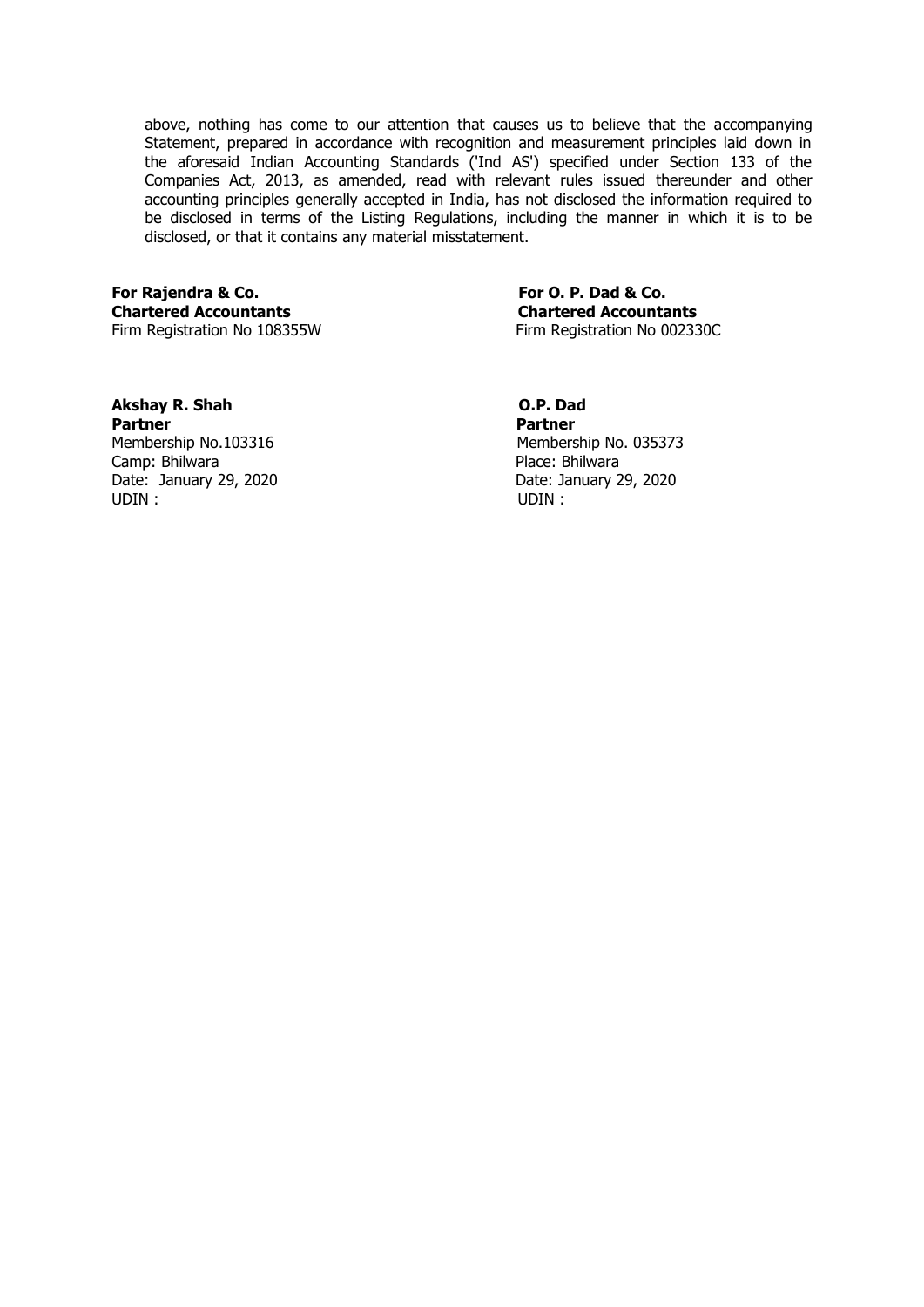above, nothing has come to our attention that causes us to believe that the accompanying Statement, prepared in accordance with recognition and measurement principles laid down in the aforesaid Indian Accounting Standards ('Ind AS') specified under Section 133 of the Companies Act, 2013, as amended, read with relevant rules issued thereunder and other accounting principles generally accepted in India, has not disclosed the information required to be disclosed in terms of the Listing Regulations, including the manner in which it is to be disclosed, or that it contains any material misstatement.

**For Rajendra & Co.**
**Chartered Accountants**
Firm Registration No 108355W

**Akshay R. Shah**
**Partner**
Membership No.103316
Camp: Bhilwara
Date: January 29, 2020
UDIN :

**For O. P. Dad & Co.**
**Chartered Accountants**
Firm Registration No 002330C

**O.P. Dad**
**Partner**
Membership No. 035373
Place: Bhilwara
Date: January 29, 2020
UDIN :